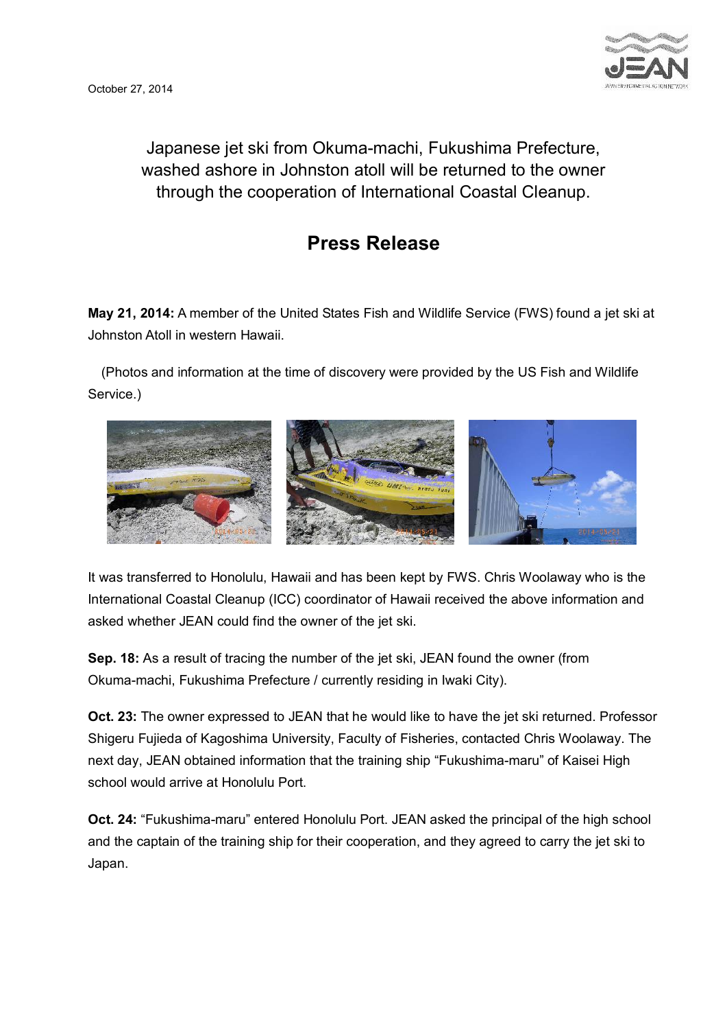October 27, 2014

Japanese jet ski from Okuma-machi, Fukushima Prefecture, washed ashore in Johnston atoll will be returned to the owner through the cooperation of International Coastal Cleanup.

# Press Release

**May 21, 2014:** A member of the United States Fish and Wildlife Service (FWS) found a jet ski at Johnston Atoll in western Hawaii.

(Photos and information at the time of discovery were provided by the US Fish and Wildlife Service.)

It was transferred to Honolulu, Hawaii and has been kept by FWS. Chris Woolaway who is the International Coastal Cleanup (ICC) coordinator of Hawaii received the above information and asked whether JEAN could find the owner of the jet ski.

**Sep. 18:** As a result of tracing the number of the jet ski, JEAN found the owner (from Okuma-machi, Fukushima Prefecture / currently residing in Iwaki City).

**Oct. 23:** The owner expressed to JEAN that he would like to have the jet ski returned. Professor Shigeru Fujieda of Kagoshima University, Faculty of Fisheries, contacted Chris Woolaway. The next day, JEAN obtained information that the training ship "Fukushima-maru" of Kaisei High school would arrive at Honolulu Port.

**Oct. 24:** "Fukushima-maru" entered Honolulu Port. JEAN asked the principal of the high school and the captain of the training ship for their cooperation, and they agreed to carry the jet ski to Japan.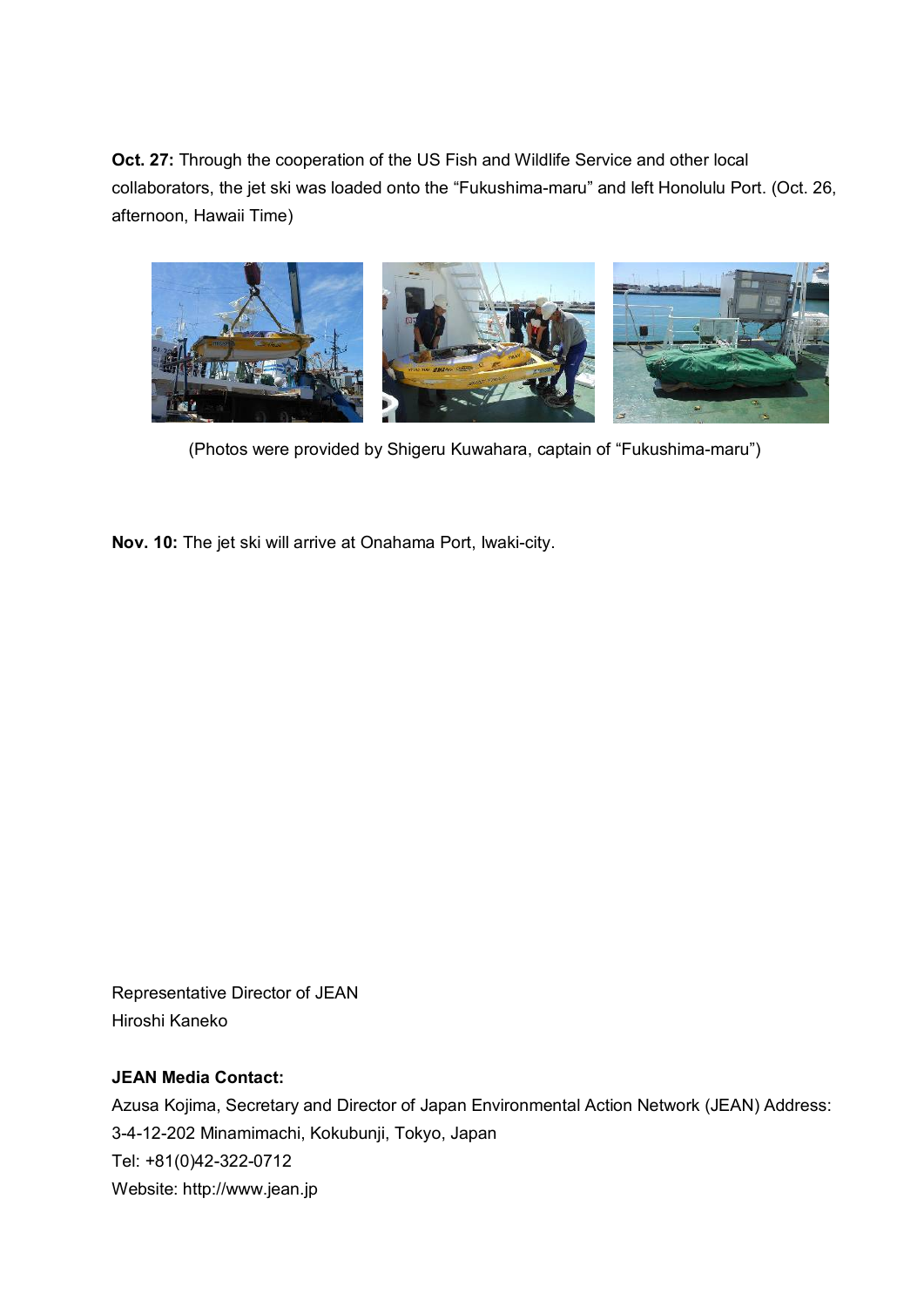**Oct. 27:** Through the cooperation of the US Fish and Wildlife Service and other local collaborators, the jet ski was loaded onto the "Fukushima-maru" and left Honolulu Port. (Oct. 26, afternoon, Hawaii Time)

(Photos were provided by Shigeru Kuwahara, captain of "Fukushima-maru")

**Nov. 10:** The jet ski will arrive at Onahama Port, Iwaki-city.

Representative Director of JEAN
Hiroshi Kaneko

**JEAN Media Contact:**
Azusa Kojima, Secretary and Director of Japan Environmental Action Network (JEAN) Address: 3-4-12-202 Minamimachi, Kokubunji, Tokyo, Japan
Tel: +81(0)42-322-0712
Website: http://www.jean.jp